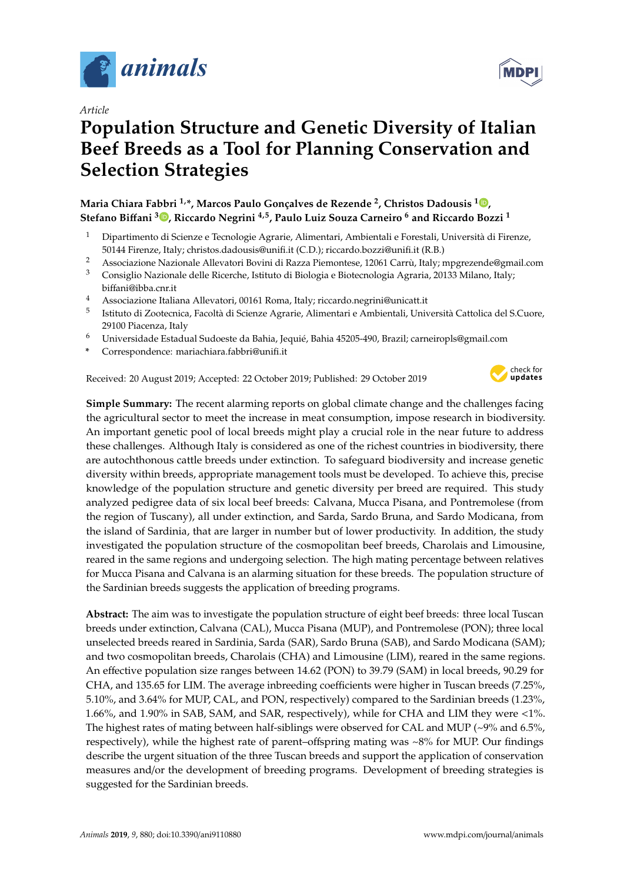*Article*

# Population Structure and Genetic Diversity of Italian Beef Breeds as a Tool for Planning Conservation and Selection Strategies

**Maria Chiara Fabbri [1,*], Marcos Paulo Gonçalves de Rezende [2], Christos Dadousis [1], Stefano Biffani [3], Riccardo Negrini [4,5], Paulo Luiz Souza Carneiro [6] and Riccardo Bozzi [1]**

1. Dipartimento di Scienze e Tecnologie Agrarie, Alimentari, Ambientali e Forestali, Università di Firenze, 50144 Firenze, Italy; christos.dadousis@unifi.it (C.D.); riccardo.bozzi@unifi.it (R.B.)
2. Associazione Nazionale Allevatori Bovini di Razza Piemontese, 12061 Carrù, Italy; mpgrezende@gmail.com
3. Consiglio Nazionale delle Ricerche, Istituto di Biologia e Biotecnologia Agraria, 20133 Milano, Italy; biffani@ibba.cnr.it
4. Associazione Italiana Allevatori, 00161 Roma, Italy; riccardo.negrini@unicatt.it
5. Istituto di Zootecnica, Facoltà di Scienze Agrarie, Alimentari e Ambientali, Università Cattolica del S.Cuore, 29100 Piacenza, Italy
6. Universidade Estadual Sudoeste da Bahia, Jequié, Bahia 45205-490, Brazil; carneiropls@gmail.com

\* Correspondence: mariachiara.fabbri@unifi.it

Received: 20 August 2019; Accepted: 22 October 2019; Published: 29 October 2019

**Simple Summary:** The recent alarming reports on global climate change and the challenges facing the agricultural sector to meet the increase in meat consumption, impose research in biodiversity. An important genetic pool of local breeds might play a crucial role in the near future to address these challenges. Although Italy is considered as one of the richest countries in biodiversity, there are autochthonous cattle breeds under extinction. To safeguard biodiversity and increase genetic diversity within breeds, appropriate management tools must be developed. To achieve this, precise knowledge of the population structure and genetic diversity per breed are required. This study analyzed pedigree data of six local beef breeds: Calvana, Mucca Pisana, and Pontremolese (from the region of Tuscany), all under extinction, and Sarda, Sardo Bruna, and Sardo Modicana, from the island of Sardinia, that are larger in number but of lower productivity. In addition, the study investigated the population structure of the cosmopolitan beef breeds, Charolais and Limousine, reared in the same regions and undergoing selection. The high mating percentage between relatives for Mucca Pisana and Calvana is an alarming situation for these breeds. The population structure of the Sardinian breeds suggests the application of breeding programs.

**Abstract:** The aim was to investigate the population structure of eight beef breeds: three local Tuscan breeds under extinction, Calvana (CAL), Mucca Pisana (MUP), and Pontremolese (PON); three local unselected breeds reared in Sardinia, Sarda (SAR), Sardo Bruna (SAB), and Sardo Modicana (SAM); and two cosmopolitan breeds, Charolais (CHA) and Limousine (LIM), reared in the same regions. An effective population size ranges between 14.62 (PON) to 39.79 (SAM) in local breeds, 90.29 for CHA, and 135.65 for LIM. The average inbreeding coefficients were higher in Tuscan breeds (7.25%, 5.10%, and 3.64% for MUP, CAL, and PON, respectively) compared to the Sardinian breeds (1.23%, 1.66%, and 1.90% in SAB, SAM, and SAR, respectively), while for CHA and LIM they were <1%. The highest rates of mating between half-siblings were observed for CAL and MUP (~9% and 6.5%, respectively), while the highest rate of parent–offspring mating was ~8% for MUP. Our findings describe the urgent situation of the three Tuscan breeds and support the application of conservation measures and/or the development of breeding programs. Development of breeding strategies is suggested for the Sardinian breeds.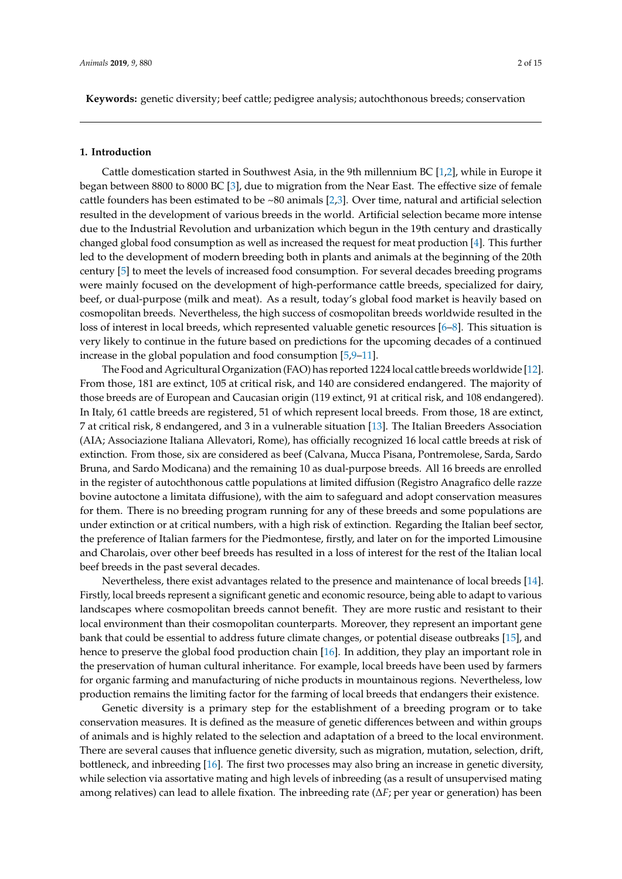**Keywords:** genetic diversity; beef cattle; pedigree analysis; autochthonous breeds; conservation

## 1. Introduction

Cattle domestication started in Southwest Asia, in the 9th millennium BC [1,2], while in Europe it began between 8800 to 8000 BC [3], due to migration from the Near East. The effective size of female cattle founders has been estimated to be ~80 animals [2,3]. Over time, natural and artificial selection resulted in the development of various breeds in the world. Artificial selection became more intense due to the Industrial Revolution and urbanization which begun in the 19th century and drastically changed global food consumption as well as increased the request for meat production [4]. This further led to the development of modern breeding both in plants and animals at the beginning of the 20th century [5] to meet the levels of increased food consumption. For several decades breeding programs were mainly focused on the development of high-performance cattle breeds, specialized for dairy, beef, or dual-purpose (milk and meat). As a result, today's global food market is heavily based on cosmopolitan breeds. Nevertheless, the high success of cosmopolitan breeds worldwide resulted in the loss of interest in local breeds, which represented valuable genetic resources [6–8]. This situation is very likely to continue in the future based on predictions for the upcoming decades of a continued increase in the global population and food consumption [5,9–11].

The Food and Agricultural Organization (FAO) has reported 1224 local cattle breeds worldwide [12]. From those, 181 are extinct, 105 at critical risk, and 140 are considered endangered. The majority of those breeds are of European and Caucasian origin (119 extinct, 91 at critical risk, and 108 endangered). In Italy, 61 cattle breeds are registered, 51 of which represent local breeds. From those, 18 are extinct, 7 at critical risk, 8 endangered, and 3 in a vulnerable situation [13]. The Italian Breeders Association (AIA; Associazione Italiana Allevatori, Rome), has officially recognized 16 local cattle breeds at risk of extinction. From those, six are considered as beef (Calvana, Mucca Pisana, Pontremolese, Sarda, Sardo Bruna, and Sardo Modicana) and the remaining 10 as dual-purpose breeds. All 16 breeds are enrolled in the register of autochthonous cattle populations at limited diffusion (Registro Anagrafico delle razze bovine autoctone a limitata diffusione), with the aim to safeguard and adopt conservation measures for them. There is no breeding program running for any of these breeds and some populations are under extinction or at critical numbers, with a high risk of extinction. Regarding the Italian beef sector, the preference of Italian farmers for the Piedmontese, firstly, and later on for the imported Limousine and Charolais, over other beef breeds has resulted in a loss of interest for the rest of the Italian local beef breeds in the past several decades.

Nevertheless, there exist advantages related to the presence and maintenance of local breeds [14]. Firstly, local breeds represent a significant genetic and economic resource, being able to adapt to various landscapes where cosmopolitan breeds cannot benefit. They are more rustic and resistant to their local environment than their cosmopolitan counterparts. Moreover, they represent an important gene bank that could be essential to address future climate changes, or potential disease outbreaks [15], and hence to preserve the global food production chain [16]. In addition, they play an important role in the preservation of human cultural inheritance. For example, local breeds have been used by farmers for organic farming and manufacturing of niche products in mountainous regions. Nevertheless, low production remains the limiting factor for the farming of local breeds that endangers their existence.

Genetic diversity is a primary step for the establishment of a breeding program or to take conservation measures. It is defined as the measure of genetic differences between and within groups of animals and is highly related to the selection and adaptation of a breed to the local environment. There are several causes that influence genetic diversity, such as migration, mutation, selection, drift, bottleneck, and inbreeding [16]. The first two processes may also bring an increase in genetic diversity, while selection via assortative mating and high levels of inbreeding (as a result of unsupervised mating among relatives) can lead to allele fixation. The inbreeding rate ($\Delta F$; per year or generation) has been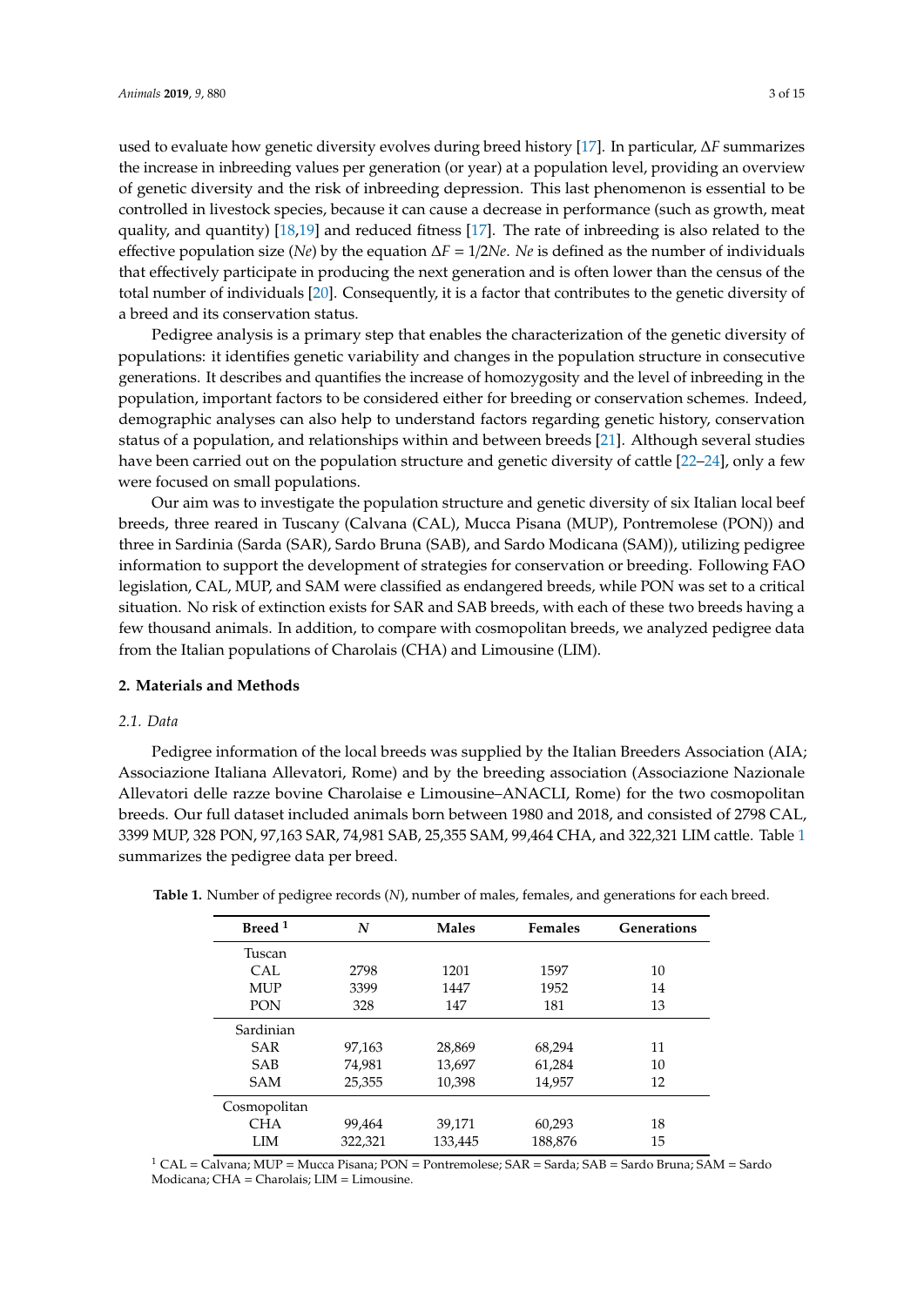used to evaluate how genetic diversity evolves during breed history [17]. In particular, $\Delta F$ summarizes the increase in inbreeding values per generation (or year) at a population level, providing an overview of genetic diversity and the risk of inbreeding depression. This last phenomenon is essential to be controlled in livestock species, because it can cause a decrease in performance (such as growth, meat quality, and quantity) [18,19] and reduced fitness [17]. The rate of inbreeding is also related to the effective population size (*Ne*) by the equation $\Delta F = 1/2Ne$. *Ne* is defined as the number of individuals that effectively participate in producing the next generation and is often lower than the census of the total number of individuals [20]. Consequently, it is a factor that contributes to the genetic diversity of a breed and its conservation status.

Pedigree analysis is a primary step that enables the characterization of the genetic diversity of populations: it identifies genetic variability and changes in the population structure in consecutive generations. It describes and quantifies the increase of homozygosity and the level of inbreeding in the population, important factors to be considered either for breeding or conservation schemes. Indeed, demographic analyses can also help to understand factors regarding genetic history, conservation status of a population, and relationships within and between breeds [21]. Although several studies have been carried out on the population structure and genetic diversity of cattle [22–24], only a few were focused on small populations.

Our aim was to investigate the population structure and genetic diversity of six Italian local beef breeds, three reared in Tuscany (Calvana (CAL), Mucca Pisana (MUP), Pontremolese (PON)) and three in Sardinia (Sarda (SAR), Sardo Bruna (SAB), and Sardo Modicana (SAM)), utilizing pedigree information to support the development of strategies for conservation or breeding. Following FAO legislation, CAL, MUP, and SAM were classified as endangered breeds, while PON was set to a critical situation. No risk of extinction exists for SAR and SAB breeds, with each of these two breeds having a few thousand animals. In addition, to compare with cosmopolitan breeds, we analyzed pedigree data from the Italian populations of Charolais (CHA) and Limousine (LIM).

## 2. Materials and Methods

### 2.1. Data

Pedigree information of the local breeds was supplied by the Italian Breeders Association (AIA; Associazione Italiana Allevatori, Rome) and by the breeding association (Associazione Nazionale Allevatori delle razze bovine Charolaise e Limousine–ANACLI, Rome) for the two cosmopolitan breeds. Our full dataset included animals born between 1980 and 2018, and consisted of 2798 CAL, 3399 MUP, 328 PON, 97,163 SAR, 74,981 SAB, 25,355 SAM, 99,464 CHA, and 322,321 LIM cattle. Table 1 summarizes the pedigree data per breed.

**Table 1.** Number of pedigree records (*N*), number of males, females, and generations for each breed.

| Breed [1] | *N* | Males | Females | Generations |
|---|---|---|---|---|
| Tuscan | | | | |
| CAL | 2798 | 1201 | 1597 | 10 |
| MUP | 3399 | 1447 | 1952 | 14 |
| PON | 328 | 147 | 181 | 13 |
| Sardinian | | | | |
| SAR | 97,163 | 28,869 | 68,294 | 11 |
| SAB | 74,981 | 13,697 | 61,284 | 10 |
| SAM | 25,355 | 10,398 | 14,957 | 12 |
| Cosmopolitan | | | | |
| CHA | 99,464 | 39,171 | 60,293 | 18 |
| LIM | 322,321 | 133,445 | 188,876 | 15 |

[1] CAL = Calvana; MUP = Mucca Pisana; PON = Pontremolese; SAR = Sarda; SAB = Sardo Bruna; SAM = Sardo Modicana; CHA = Charolais; LIM = Limousine.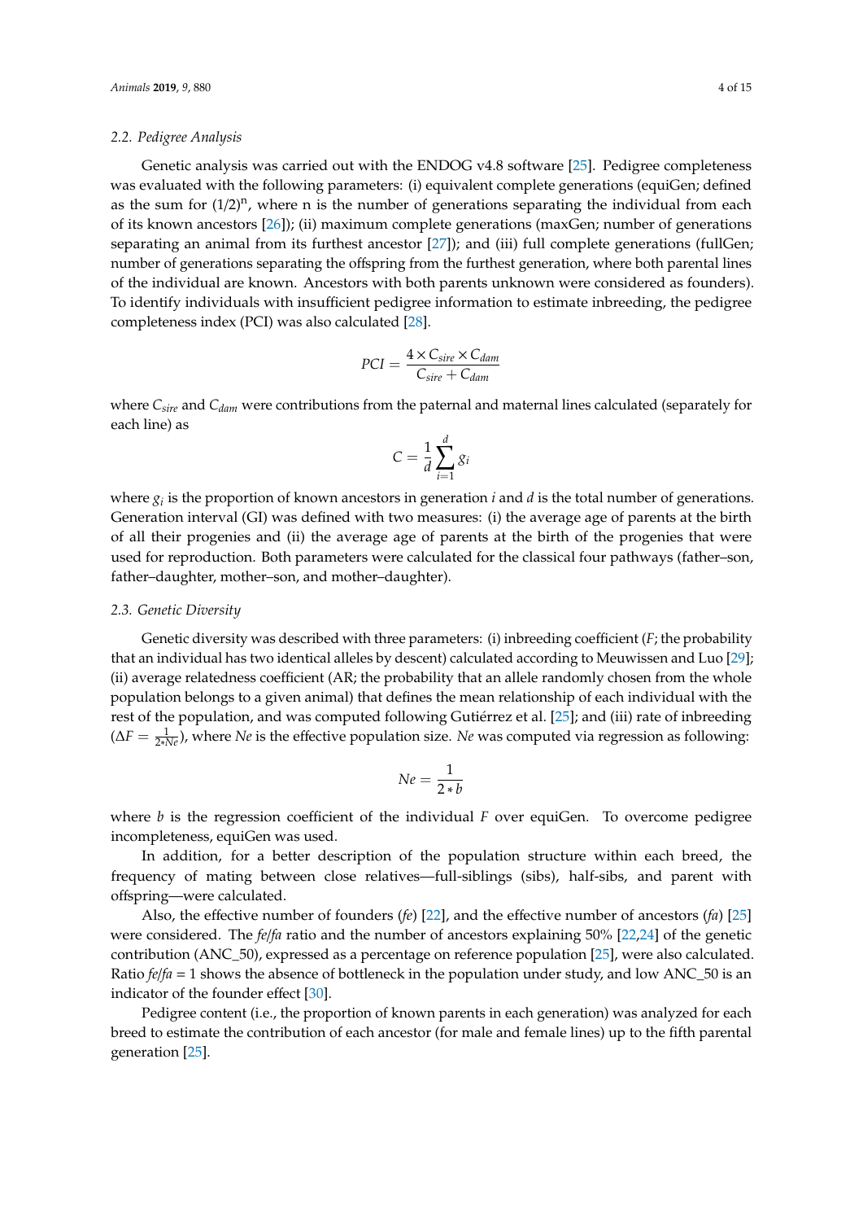### 2.2. Pedigree Analysis

Genetic analysis was carried out with the ENDOG v4.8 software [25]. Pedigree completeness was evaluated with the following parameters: (i) equivalent complete generations (equiGen; defined as the sum for $(1/2)^n$, where n is the number of generations separating the individual from each of its known ancestors [26]); (ii) maximum complete generations (maxGen; number of generations separating an animal from its furthest ancestor [27]); and (iii) full complete generations (fullGen; number of generations separating the offspring from the furthest generation, where both parental lines of the individual are known. Ancestors with both parents unknown were considered as founders). To identify individuals with insufficient pedigree information to estimate inbreeding, the pedigree completeness index (PCI) was also calculated [28].

$$PCI = \frac{4 \times C_{sire} \times C_{dam}}{C_{sire} + C_{dam}}$$

where $C_{sire}$ and $C_{dam}$ were contributions from the paternal and maternal lines calculated (separately for each line) as

$$C = \frac{1}{d}\sum_{i=1}^{d} g_i$$

where $g_i$ is the proportion of known ancestors in generation $i$ and $d$ is the total number of generations. Generation interval (GI) was defined with two measures: (i) the average age of parents at the birth of all their progenies and (ii) the average age of parents at the birth of the progenies that were used for reproduction. Both parameters were calculated for the classical four pathways (father–son, father–daughter, mother–son, and mother–daughter).

### 2.3. Genetic Diversity

Genetic diversity was described with three parameters: (i) inbreeding coefficient ($F$; the probability that an individual has two identical alleles by descent) calculated according to Meuwissen and Luo [29]; (ii) average relatedness coefficient (AR; the probability that an allele randomly chosen from the whole population belongs to a given animal) that defines the mean relationship of each individual with the rest of the population, and was computed following Gutiérrez et al. [25]; and (iii) rate of inbreeding ($\Delta F = \frac{1}{2 * Ne}$), where $Ne$ is the effective population size. $Ne$ was computed via regression as following:

$$Ne = \frac{1}{2 * b}$$

where $b$ is the regression coefficient of the individual $F$ over equiGen. To overcome pedigree incompleteness, equiGen was used.

In addition, for a better description of the population structure within each breed, the frequency of mating between close relatives—full-siblings (sibs), half-sibs, and parent with offspring—were calculated.

Also, the effective number of founders (*fe*) [22], and the effective number of ancestors (*fa*) [25] were considered. The *fe*/*fa* ratio and the number of ancestors explaining 50% [22,24] of the genetic contribution (ANC_50), expressed as a percentage on reference population [25], were also calculated. Ratio *fe*/*fa* = 1 shows the absence of bottleneck in the population under study, and low ANC_50 is an indicator of the founder effect [30].

Pedigree content (i.e., the proportion of known parents in each generation) was analyzed for each breed to estimate the contribution of each ancestor (for male and female lines) up to the fifth parental generation [25].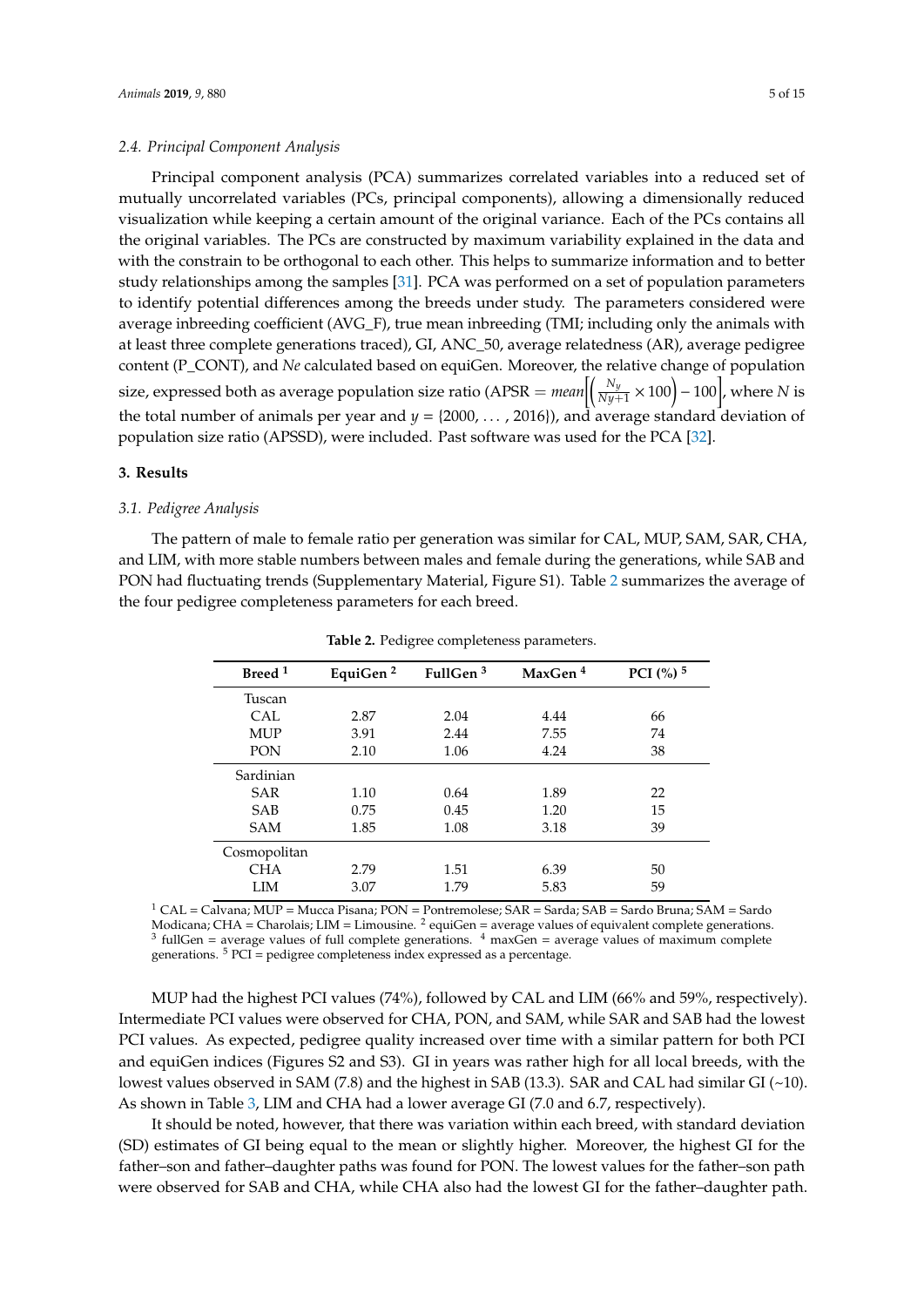### 2.4. Principal Component Analysis

Principal component analysis (PCA) summarizes correlated variables into a reduced set of mutually uncorrelated variables (PCs, principal components), allowing a dimensionally reduced visualization while keeping a certain amount of the original variance. Each of the PCs contains all the original variables. The PCs are constructed by maximum variability explained in the data and with the constrain to be orthogonal to each other. This helps to summarize information and to better study relationships among the samples [31]. PCA was performed on a set of population parameters to identify potential differences among the breeds under study. The parameters considered were average inbreeding coefficient (AVG_F), true mean inbreeding (TMI; including only the animals with at least three complete generations traced), GI, ANC_50, average relatedness (AR), average pedigree content (P_CONT), and *Ne* calculated based on equiGen. Moreover, the relative change of population size, expressed both as average population size ratio (APSR $= mean\left[\left(\frac{N_y}{Ny+1} \times 100\right) - 100\right]$, where $N$ is the total number of animals per year and $y = \{2000, \ldots, 2016\}$), and average standard deviation of population size ratio (APSSD), were included. Past software was used for the PCA [32].

## 3. Results

### 3.1. Pedigree Analysis

The pattern of male to female ratio per generation was similar for CAL, MUP, SAM, SAR, CHA, and LIM, with more stable numbers between males and female during the generations, while SAB and PON had fluctuating trends (Supplementary Material, Figure S1). Table 2 summarizes the average of the four pedigree completeness parameters for each breed.

**Table 2.** Pedigree completeness parameters.

| Breed [1] | EquiGen [2] | FullGen [3] | MaxGen [4] | PCI (%) [5] |
|---|---|---|---|---|
| Tuscan | | | | |
| CAL | 2.87 | 2.04 | 4.44 | 66 |
| MUP | 3.91 | 2.44 | 7.55 | 74 |
| PON | 2.10 | 1.06 | 4.24 | 38 |
| Sardinian | | | | |
| SAR | 1.10 | 0.64 | 1.89 | 22 |
| SAB | 0.75 | 0.45 | 1.20 | 15 |
| SAM | 1.85 | 1.08 | 3.18 | 39 |
| Cosmopolitan | | | | |
| CHA | 2.79 | 1.51 | 6.39 | 50 |
| LIM | 3.07 | 1.79 | 5.83 | 59 |

[1] CAL = Calvana; MUP = Mucca Pisana; PON = Pontremolese; SAR = Sarda; SAB = Sardo Bruna; SAM = Sardo Modicana; CHA = Charolais; LIM = Limousine. [2] equiGen = average values of equivalent complete generations. [3] fullGen = average values of full complete generations. [4] maxGen = average values of maximum complete generations. [5] PCI = pedigree completeness index expressed as a percentage.

MUP had the highest PCI values (74%), followed by CAL and LIM (66% and 59%, respectively). Intermediate PCI values were observed for CHA, PON, and SAM, while SAR and SAB had the lowest PCI values. As expected, pedigree quality increased over time with a similar pattern for both PCI and equiGen indices (Figures S2 and S3). GI in years was rather high for all local breeds, with the lowest values observed in SAM (7.8) and the highest in SAB (13.3). SAR and CAL had similar GI (~10). As shown in Table 3, LIM and CHA had a lower average GI (7.0 and 6.7, respectively).

It should be noted, however, that there was variation within each breed, with standard deviation (SD) estimates of GI being equal to the mean or slightly higher. Moreover, the highest GI for the father–son and father–daughter paths was found for PON. The lowest values for the father–son path were observed for SAB and CHA, while CHA also had the lowest GI for the father–daughter path.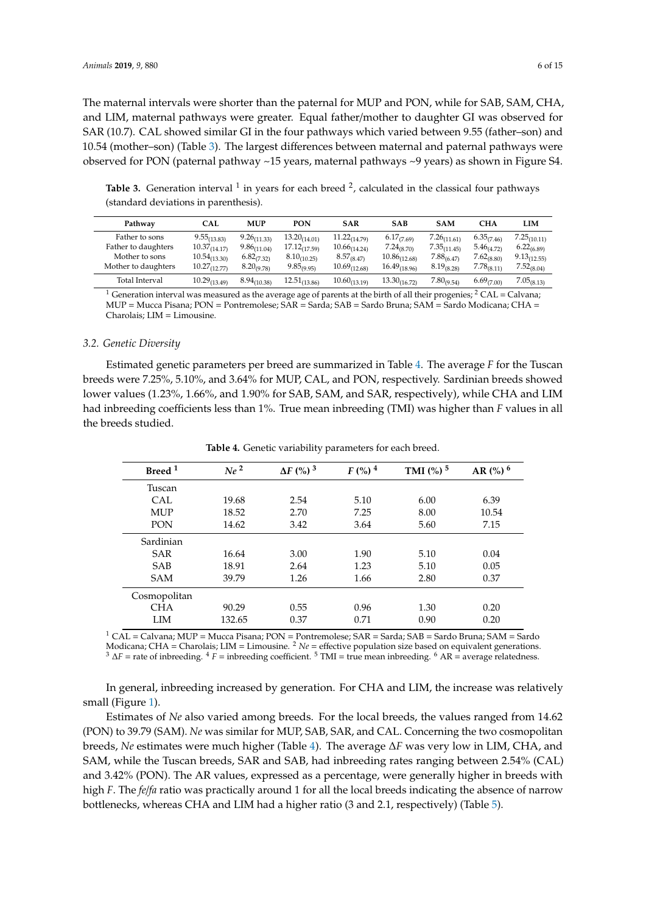The maternal intervals were shorter than the paternal for MUP and PON, while for SAB, SAM, CHA, and LIM, maternal pathways were greater. Equal father/mother to daughter GI was observed for SAR (10.7). CAL showed similar GI in the four pathways which varied between 9.55 (father–son) and 10.54 (mother–son) (Table 3). The largest differences between maternal and paternal pathways were observed for PON (paternal pathway ~15 years, maternal pathways ~9 years) as shown in Figure S4.

**Table 3.** Generation interval [1] in years for each breed [2], calculated in the classical four pathways (standard deviations in parenthesis).

| Pathway | CAL | MUP | PON | SAR | SAB | SAM | CHA | LIM |
|---|---|---|---|---|---|---|---|---|
| Father to sons | $9.55_{(13.83)}$ | $9.26_{(11.33)}$ | $13.20_{(14.01)}$ | $11.22_{(14.79)}$ | $6.17_{(7.69)}$ | $7.26_{(11.61)}$ | $6.35_{(7.46)}$ | $7.25_{(10.11)}$ |
| Father to daughters | $10.37_{(14.17)}$ | $9.86_{(11.04)}$ | $17.12_{(17.59)}$ | $10.66_{(14.24)}$ | $7.24_{(8.70)}$ | $7.35_{(11.45)}$ | $5.46_{(4.72)}$ | $6.22_{(6.89)}$ |
| Mother to sons | $10.54_{(13.30)}$ | $6.82_{(7.32)}$ | $8.10_{(10.25)}$ | $8.57_{(8.47)}$ | $10.86_{(12.68)}$ | $7.88_{(6.47)}$ | $7.62_{(8.80)}$ | $9.13_{(12.55)}$ |
| Mother to daughters | $10.27_{(12.77)}$ | $8.20_{(9.78)}$ | $9.85_{(9.95)}$ | $10.69_{(12.68)}$ | $16.49_{(18.96)}$ | $8.19_{(8.28)}$ | $7.78_{(8.11)}$ | $7.52_{(8.04)}$ |
| Total Interval | $10.29_{(13.49)}$ | $8.94_{(10.38)}$ | $12.51_{(13.86)}$ | $10.60_{(13.19)}$ | $13.30_{(16.72)}$ | $7.80_{(9.54)}$ | $6.69_{(7.00)}$ | $7.05_{(8.13)}$ |

[1] Generation interval was measured as the average age of parents at the birth of all their progenies; [2] CAL = Calvana; MUP = Mucca Pisana; PON = Pontremolese; SAR = Sarda; SAB = Sardo Bruna; SAM = Sardo Modicana; CHA = Charolais; LIM = Limousine.

### 3.2. Genetic Diversity

Estimated genetic parameters per breed are summarized in Table 4. The average *F* for the Tuscan breeds were 7.25%, 5.10%, and 3.64% for MUP, CAL, and PON, respectively. Sardinian breeds showed lower values (1.23%, 1.66%, and 1.90% for SAB, SAM, and SAR, respectively), while CHA and LIM had inbreeding coefficients less than 1%. True mean inbreeding (TMI) was higher than *F* values in all the breeds studied.

**Table 4.** Genetic variability parameters for each breed.

| Breed [1] | *Ne* [2] | $\Delta F$ (%) [3] | *F* (%) [4] | TMI (%) [5] | AR (%) [6] |
|---|---|---|---|---|---|
| Tuscan | | | | | |
| CAL | 19.68 | 2.54 | 5.10 | 6.00 | 6.39 |
| MUP | 18.52 | 2.70 | 7.25 | 8.00 | 10.54 |
| PON | 14.62 | 3.42 | 3.64 | 5.60 | 7.15 |
| Sardinian | | | | | |
| SAR | 16.64 | 3.00 | 1.90 | 5.10 | 0.04 |
| SAB | 18.91 | 2.64 | 1.23 | 5.10 | 0.05 |
| SAM | 39.79 | 1.26 | 1.66 | 2.80 | 0.37 |
| Cosmopolitan | | | | | |
| CHA | 90.29 | 0.55 | 0.96 | 1.30 | 0.20 |
| LIM | 132.65 | 0.37 | 0.71 | 0.90 | 0.20 |

[1] CAL = Calvana; MUP = Mucca Pisana; PON = Pontremolese; SAR = Sarda; SAB = Sardo Bruna; SAM = Sardo Modicana; CHA = Charolais; LIM = Limousine. [2] *Ne* = effective population size based on equivalent generations. [3] $\Delta F$ = rate of inbreeding. [4] *F* = inbreeding coefficient. [5] TMI = true mean inbreeding. [6] AR = average relatedness.

In general, inbreeding increased by generation. For CHA and LIM, the increase was relatively small (Figure 1).

Estimates of *Ne* also varied among breeds. For the local breeds, the values ranged from 14.62 (PON) to 39.79 (SAM). *Ne* was similar for MUP, SAB, SAR, and CAL. Concerning the two cosmopolitan breeds, *Ne* estimates were much higher (Table 4). The average $\Delta F$ was very low in LIM, CHA, and SAM, while the Tuscan breeds, SAR and SAB, had inbreeding rates ranging between 2.54% (CAL) and 3.42% (PON). The AR values, expressed as a percentage, were generally higher in breeds with high *F*. The *fe*/*fa* ratio was practically around 1 for all the local breeds indicating the absence of narrow bottlenecks, whereas CHA and LIM had a higher ratio (3 and 2.1, respectively) (Table 5).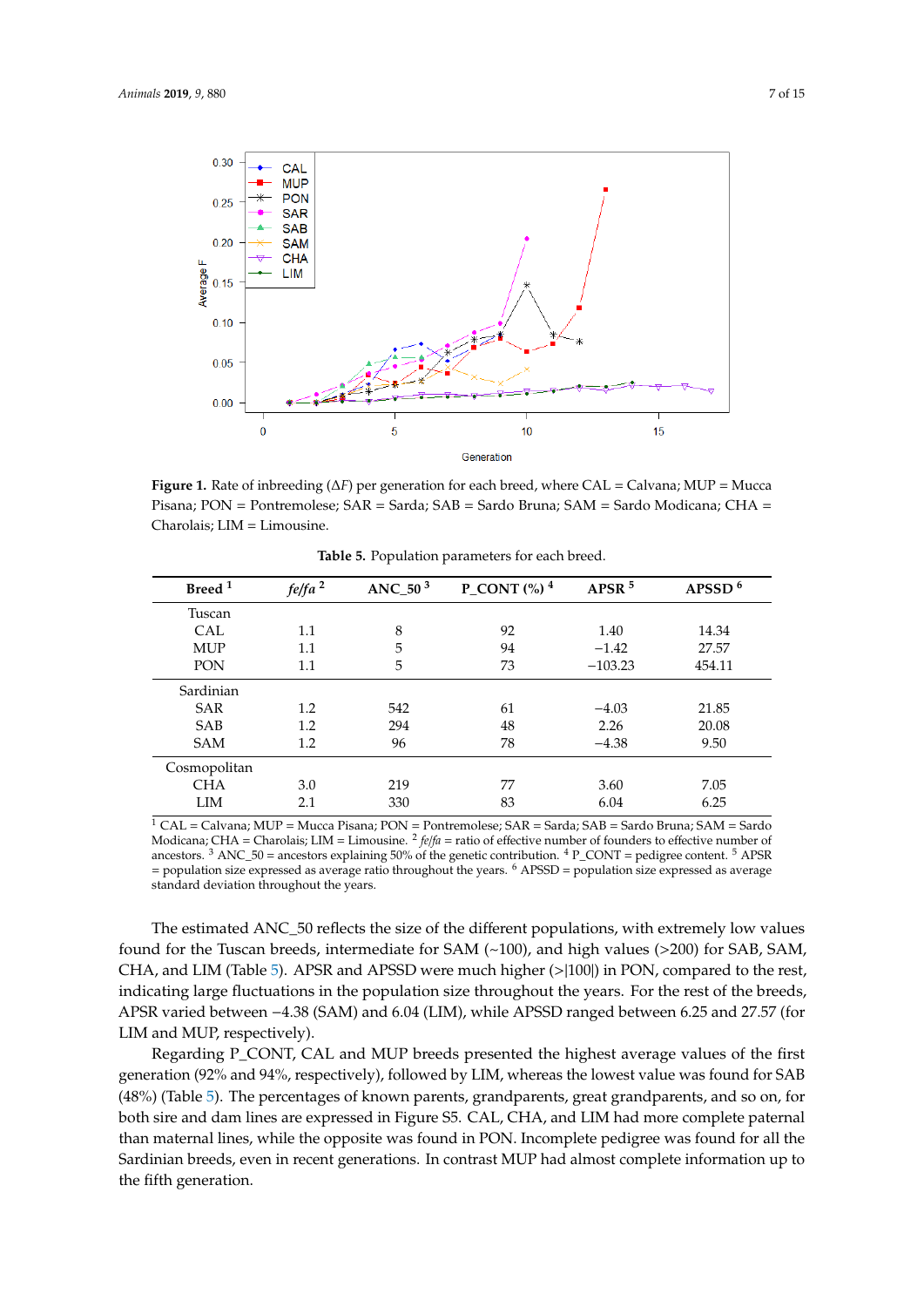**Figure 1.** Rate of inbreeding (Δ*F*) per generation for each breed, where CAL = Calvana; MUP = Mucca Pisana; PON = Pontremolese; SAR = Sarda; SAB = Sardo Bruna; SAM = Sardo Modicana; CHA = Charolais; LIM = Limousine.

**Table 5.** Population parameters for each breed.

| Breed [1] | *fe*/*fa* [2] | ANC_50 [3] | P_CONT (%) [4] | APSR [5] | APSSD [6] |
|---|---|---|---|---|---|
| Tuscan | | | | | |
| CAL | 1.1 | 8 | 92 | 1.40 | 14.34 |
| MUP | 1.1 | 5 | 94 | −1.42 | 27.57 |
| PON | 1.1 | 5 | 73 | −103.23 | 454.11 |
| Sardinian | | | | | |
| SAR | 1.2 | 542 | 61 | −4.03 | 21.85 |
| SAB | 1.2 | 294 | 48 | 2.26 | 20.08 |
| SAM | 1.2 | 96 | 78 | −4.38 | 9.50 |
| Cosmopolitan | | | | | |
| CHA | 3.0 | 219 | 77 | 3.60 | 7.05 |
| LIM | 2.1 | 330 | 83 | 6.04 | 6.25 |

[1] CAL = Calvana; MUP = Mucca Pisana; PON = Pontremolese; SAR = Sarda; SAB = Sardo Bruna; SAM = Sardo Modicana; CHA = Charolais; LIM = Limousine. [2] *fe*/*fa* = ratio of effective number of founders to effective number of ancestors. [3] ANC_50 = ancestors explaining 50% of the genetic contribution. [4] P_CONT = pedigree content. [5] APSR = population size expressed as average ratio throughout the years. [6] APSSD = population size expressed as average standard deviation throughout the years.

The estimated ANC_50 reflects the size of the different populations, with extremely low values found for the Tuscan breeds, intermediate for SAM (~100), and high values (>200) for SAB, SAM, CHA, and LIM (Table 5). APSR and APSSD were much higher (>|100|) in PON, compared to the rest, indicating large fluctuations in the population size throughout the years. For the rest of the breeds, APSR varied between −4.38 (SAM) and 6.04 (LIM), while APSSD ranged between 6.25 and 27.57 (for LIM and MUP, respectively).

Regarding P_CONT, CAL and MUP breeds presented the highest average values of the first generation (92% and 94%, respectively), followed by LIM, whereas the lowest value was found for SAB (48%) (Table 5). The percentages of known parents, grandparents, great grandparents, and so on, for both sire and dam lines are expressed in Figure S5. CAL, CHA, and LIM had more complete paternal than maternal lines, while the opposite was found in PON. Incomplete pedigree was found for all the Sardinian breeds, even in recent generations. In contrast MUP had almost complete information up to the fifth generation.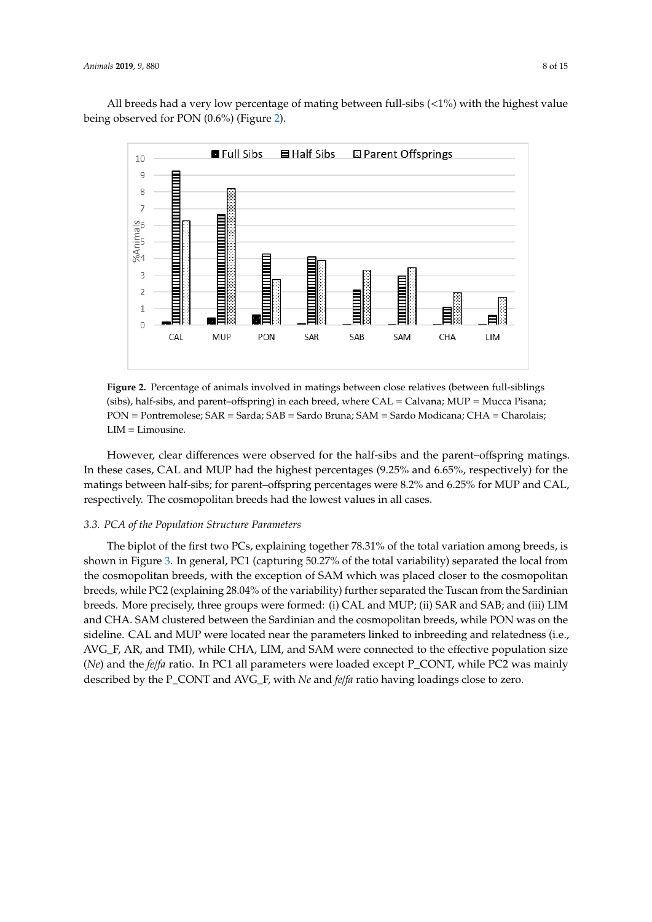All breeds had a very low percentage of mating between full-sibs (<1%) with the highest value being observed for PON (0.6%) (Figure 2).

**Figure 2.** Percentage of animals involved in matings between close relatives (between full-siblings (sibs), half-sibs, and parent–offspring) in each breed, where CAL = Calvana; MUP = Mucca Pisana; PON = Pontremolese; SAR = Sarda; SAB = Sardo Bruna; SAM = Sardo Modicana; CHA = Charolais; LIM = Limousine.

However, clear differences were observed for the half-sibs and the parent–offspring matings. In these cases, CAL and MUP had the highest percentages (9.25% and 6.65%, respectively) for the matings between half-sibs; for parent–offspring percentages were 8.2% and 6.25% for MUP and CAL, respectively. The cosmopolitan breeds had the lowest values in all cases.

### 3.3. PCA of the Population Structure Parameters

The biplot of the first two PCs, explaining together 78.31% of the total variation among breeds, is shown in Figure 3. In general, PC1 (capturing 50.27% of the total variability) separated the local from the cosmopolitan breeds, with the exception of SAM which was placed closer to the cosmopolitan breeds, while PC2 (explaining 28.04% of the variability) further separated the Tuscan from the Sardinian breeds. More precisely, three groups were formed: (i) CAL and MUP; (ii) SAR and SAB; and (iii) LIM and CHA. SAM clustered between the Sardinian and the cosmopolitan breeds, while PON was on the sideline. CAL and MUP were located near the parameters linked to inbreeding and relatedness (i.e., AVG_F, AR, and TMI), while CHA, LIM, and SAM were connected to the effective population size (*Ne*) and the *fe*/*fa* ratio. In PC1 all parameters were loaded except P_CONT, while PC2 was mainly described by the P_CONT and AVG_F, with *Ne* and *fe*/*fa* ratio having loadings close to zero.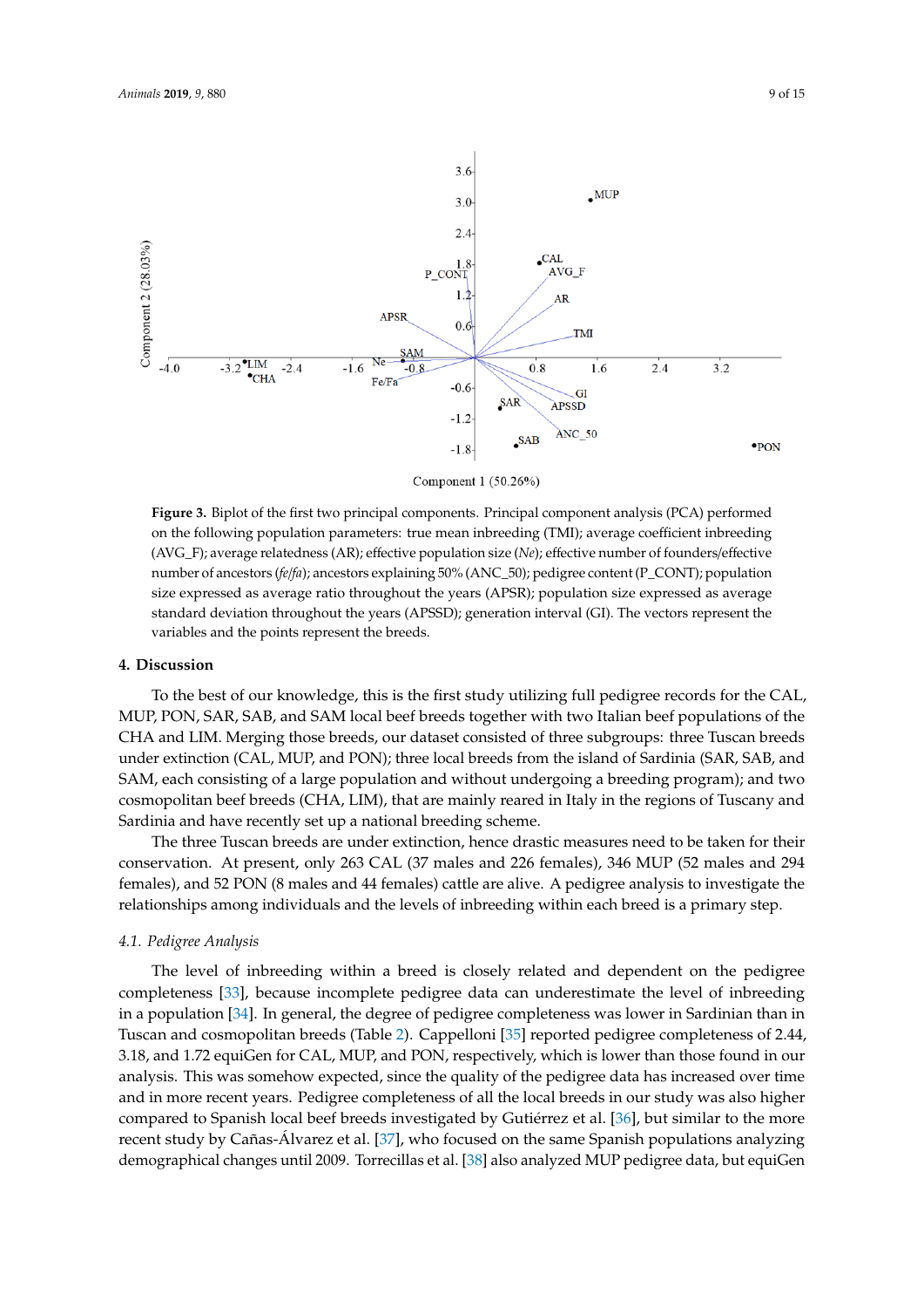**Figure 3.** Biplot of the first two principal components. Principal component analysis (PCA) performed on the following population parameters: true mean inbreeding (TMI); average coefficient inbreeding (AVG_F); average relatedness (AR); effective population size (*Ne*); effective number of founders/effective number of ancestors (*fe*/*fa*); ancestors explaining 50% (ANC_50); pedigree content (P_CONT); population size expressed as average ratio throughout the years (APSR); population size expressed as average standard deviation throughout the years (APSSD); generation interval (GI). The vectors represent the variables and the points represent the breeds.

## 4. Discussion

To the best of our knowledge, this is the first study utilizing full pedigree records for the CAL, MUP, PON, SAR, SAB, and SAM local beef breeds together with two Italian beef populations of the CHA and LIM. Merging those breeds, our dataset consisted of three subgroups: three Tuscan breeds under extinction (CAL, MUP, and PON); three local breeds from the island of Sardinia (SAR, SAB, and SAM, each consisting of a large population and without undergoing a breeding program); and two cosmopolitan beef breeds (CHA, LIM), that are mainly reared in Italy in the regions of Tuscany and Sardinia and have recently set up a national breeding scheme.

The three Tuscan breeds are under extinction, hence drastic measures need to be taken for their conservation. At present, only 263 CAL (37 males and 226 females), 346 MUP (52 males and 294 females), and 52 PON (8 males and 44 females) cattle are alive. A pedigree analysis to investigate the relationships among individuals and the levels of inbreeding within each breed is a primary step.

### 4.1. Pedigree Analysis

The level of inbreeding within a breed is closely related and dependent on the pedigree completeness [33], because incomplete pedigree data can underestimate the level of inbreeding in a population [34]. In general, the degree of pedigree completeness was lower in Sardinian than in Tuscan and cosmopolitan breeds (Table 2). Cappelloni [35] reported pedigree completeness of 2.44, 3.18, and 1.72 equiGen for CAL, MUP, and PON, respectively, which is lower than those found in our analysis. This was somehow expected, since the quality of the pedigree data has increased over time and in more recent years. Pedigree completeness of all the local breeds in our study was also higher compared to Spanish local beef breeds investigated by Gutiérrez et al. [36], but similar to the more recent study by Cañas-Álvarez et al. [37], who focused on the same Spanish populations analyzing demographical changes until 2009. Torrecillas et al. [38] also analyzed MUP pedigree data, but equiGen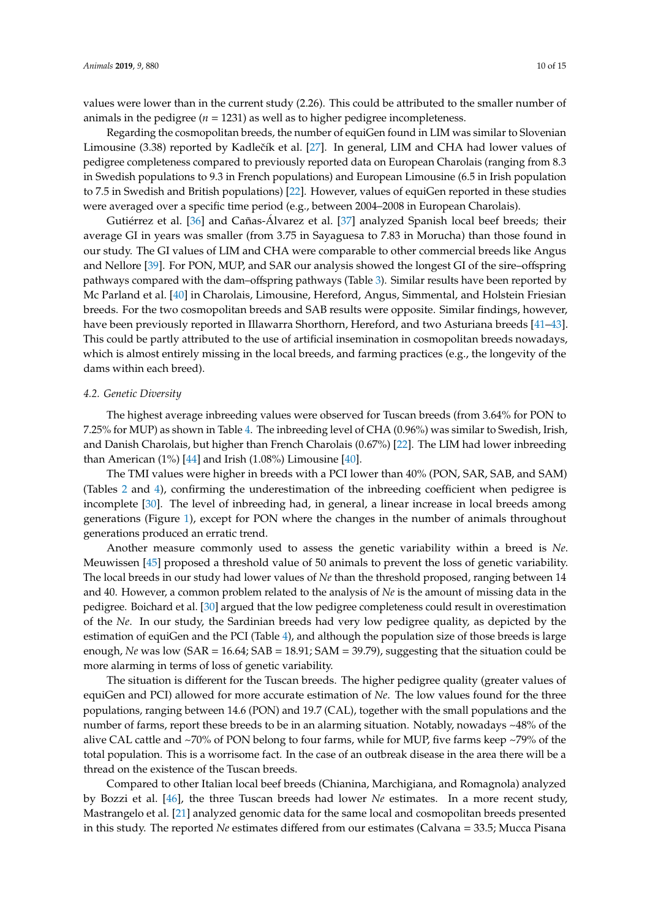values were lower than in the current study (2.26). This could be attributed to the smaller number of animals in the pedigree ($n$ = 1231) as well as to higher pedigree incompleteness.

Regarding the cosmopolitan breeds, the number of equiGen found in LIM was similar to Slovenian Limousine (3.38) reported by Kadlečík et al. [27]. In general, LIM and CHA had lower values of pedigree completeness compared to previously reported data on European Charolais (ranging from 8.3 in Swedish populations to 9.3 in French populations) and European Limousine (6.5 in Irish population to 7.5 in Swedish and British populations) [22]. However, values of equiGen reported in these studies were averaged over a specific time period (e.g., between 2004–2008 in European Charolais).

Gutiérrez et al. [36] and Cañas-Álvarez et al. [37] analyzed Spanish local beef breeds; their average GI in years was smaller (from 3.75 in Sayaguesa to 7.83 in Morucha) than those found in our study. The GI values of LIM and CHA were comparable to other commercial breeds like Angus and Nellore [39]. For PON, MUP, and SAR our analysis showed the longest GI of the sire–offspring pathways compared with the dam–offspring pathways (Table 3). Similar results have been reported by Mc Parland et al. [40] in Charolais, Limousine, Hereford, Angus, Simmental, and Holstein Friesian breeds. For the two cosmopolitan breeds and SAB results were opposite. Similar findings, however, have been previously reported in Illawarra Shorthorn, Hereford, and two Asturiana breeds [41–43]. This could be partly attributed to the use of artificial insemination in cosmopolitan breeds nowadays, which is almost entirely missing in the local breeds, and farming practices (e.g., the longevity of the dams within each breed).

### *4.2. Genetic Diversity*

The highest average inbreeding values were observed for Tuscan breeds (from 3.64% for PON to 7.25% for MUP) as shown in Table 4. The inbreeding level of CHA (0.96%) was similar to Swedish, Irish, and Danish Charolais, but higher than French Charolais (0.67%) [22]. The LIM had lower inbreeding than American (1%) [44] and Irish (1.08%) Limousine [40].

The TMI values were higher in breeds with a PCI lower than 40% (PON, SAR, SAB, and SAM) (Tables 2 and 4), confirming the underestimation of the inbreeding coefficient when pedigree is incomplete [30]. The level of inbreeding had, in general, a linear increase in local breeds among generations (Figure 1), except for PON where the changes in the number of animals throughout generations produced an erratic trend.

Another measure commonly used to assess the genetic variability within a breed is *Ne*. Meuwissen [45] proposed a threshold value of 50 animals to prevent the loss of genetic variability. The local breeds in our study had lower values of *Ne* than the threshold proposed, ranging between 14 and 40. However, a common problem related to the analysis of *Ne* is the amount of missing data in the pedigree. Boichard et al. [30] argued that the low pedigree completeness could result in overestimation of the *Ne*. In our study, the Sardinian breeds had very low pedigree quality, as depicted by the estimation of equiGen and the PCI (Table 4), and although the population size of those breeds is large enough, *Ne* was low (SAR = 16.64; SAB = 18.91; SAM = 39.79), suggesting that the situation could be more alarming in terms of loss of genetic variability.

The situation is different for the Tuscan breeds. The higher pedigree quality (greater values of equiGen and PCI) allowed for more accurate estimation of *Ne*. The low values found for the three populations, ranging between 14.6 (PON) and 19.7 (CAL), together with the small populations and the number of farms, report these breeds to be in an alarming situation. Notably, nowadays ~48% of the alive CAL cattle and ~70% of PON belong to four farms, while for MUP, five farms keep ~79% of the total population. This is a worrisome fact. In the case of an outbreak disease in the area there will be a thread on the existence of the Tuscan breeds.

Compared to other Italian local beef breeds (Chianina, Marchigiana, and Romagnola) analyzed by Bozzi et al. [46], the three Tuscan breeds had lower *Ne* estimates. In a more recent study, Mastrangelo et al. [21] analyzed genomic data for the same local and cosmopolitan breeds presented in this study. The reported *Ne* estimates differed from our estimates (Calvana = 33.5; Mucca Pisana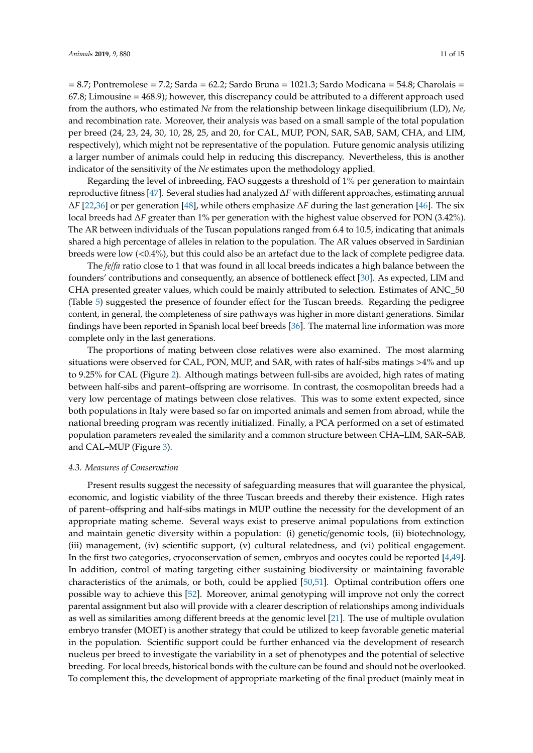= 8.7; Pontremolese = 7.2; Sarda = 62.2; Sardo Bruna = 1021.3; Sardo Modicana = 54.8; Charolais = 67.8; Limousine = 468.9); however, this discrepancy could be attributed to a different approach used from the authors, who estimated *Ne* from the relationship between linkage disequilibrium (LD), *Ne,* and recombination rate. Moreover, their analysis was based on a small sample of the total population per breed (24, 23, 24, 30, 10, 28, 25, and 20, for CAL, MUP, PON, SAR, SAB, SAM, CHA, and LIM, respectively), which might not be representative of the population. Future genomic analysis utilizing a larger number of animals could help in reducing this discrepancy. Nevertheless, this is another indicator of the sensitivity of the *Ne* estimates upon the methodology applied.

Regarding the level of inbreeding, FAO suggests a threshold of 1% per generation to maintain reproductive fitness [47]. Several studies had analyzed $\Delta F$ with different approaches, estimating annual $\Delta F$ [22,36] or per generation [48], while others emphasize $\Delta F$ during the last generation [46]. The six local breeds had $\Delta F$ greater than 1% per generation with the highest value observed for PON (3.42%). The AR between individuals of the Tuscan populations ranged from 6.4 to 10.5, indicating that animals shared a high percentage of alleles in relation to the population. The AR values observed in Sardinian breeds were low (<0.4%), but this could also be an artefact due to the lack of complete pedigree data.

The *fe*/*fa* ratio close to 1 that was found in all local breeds indicates a high balance between the founders' contributions and consequently, an absence of bottleneck effect [30]. As expected, LIM and CHA presented greater values, which could be mainly attributed to selection. Estimates of ANC_50 (Table 5) suggested the presence of founder effect for the Tuscan breeds. Regarding the pedigree content, in general, the completeness of sire pathways was higher in more distant generations. Similar findings have been reported in Spanish local beef breeds [36]. The maternal line information was more complete only in the last generations.

The proportions of mating between close relatives were also examined. The most alarming situations were observed for CAL, PON, MUP, and SAR, with rates of half-sibs matings >4% and up to 9.25% for CAL (Figure 2). Although matings between full-sibs are avoided, high rates of mating between half-sibs and parent–offspring are worrisome. In contrast, the cosmopolitan breeds had a very low percentage of matings between close relatives. This was to some extent expected, since both populations in Italy were based so far on imported animals and semen from abroad, while the national breeding program was recently initialized. Finally, a PCA performed on a set of estimated population parameters revealed the similarity and a common structure between CHA–LIM, SAR–SAB, and CAL–MUP (Figure 3).

### *4.3. Measures of Conservation*

Present results suggest the necessity of safeguarding measures that will guarantee the physical, economic, and logistic viability of the three Tuscan breeds and thereby their existence. High rates of parent–offspring and half-sibs matings in MUP outline the necessity for the development of an appropriate mating scheme. Several ways exist to preserve animal populations from extinction and maintain genetic diversity within a population: (i) genetic/genomic tools, (ii) biotechnology, (iii) management, (iv) scientific support, (v) cultural relatedness, and (vi) political engagement. In the first two categories, cryoconservation of semen, embryos and oocytes could be reported [4,49]. In addition, control of mating targeting either sustaining biodiversity or maintaining favorable characteristics of the animals, or both, could be applied [50,51]. Optimal contribution offers one possible way to achieve this [52]. Moreover, animal genotyping will improve not only the correct parental assignment but also will provide with a clearer description of relationships among individuals as well as similarities among different breeds at the genomic level [21]. The use of multiple ovulation embryo transfer (MOET) is another strategy that could be utilized to keep favorable genetic material in the population. Scientific support could be further enhanced via the development of research nucleus per breed to investigate the variability in a set of phenotypes and the potential of selective breeding. For local breeds, historical bonds with the culture can be found and should not be overlooked. To complement this, the development of appropriate marketing of the final product (mainly meat in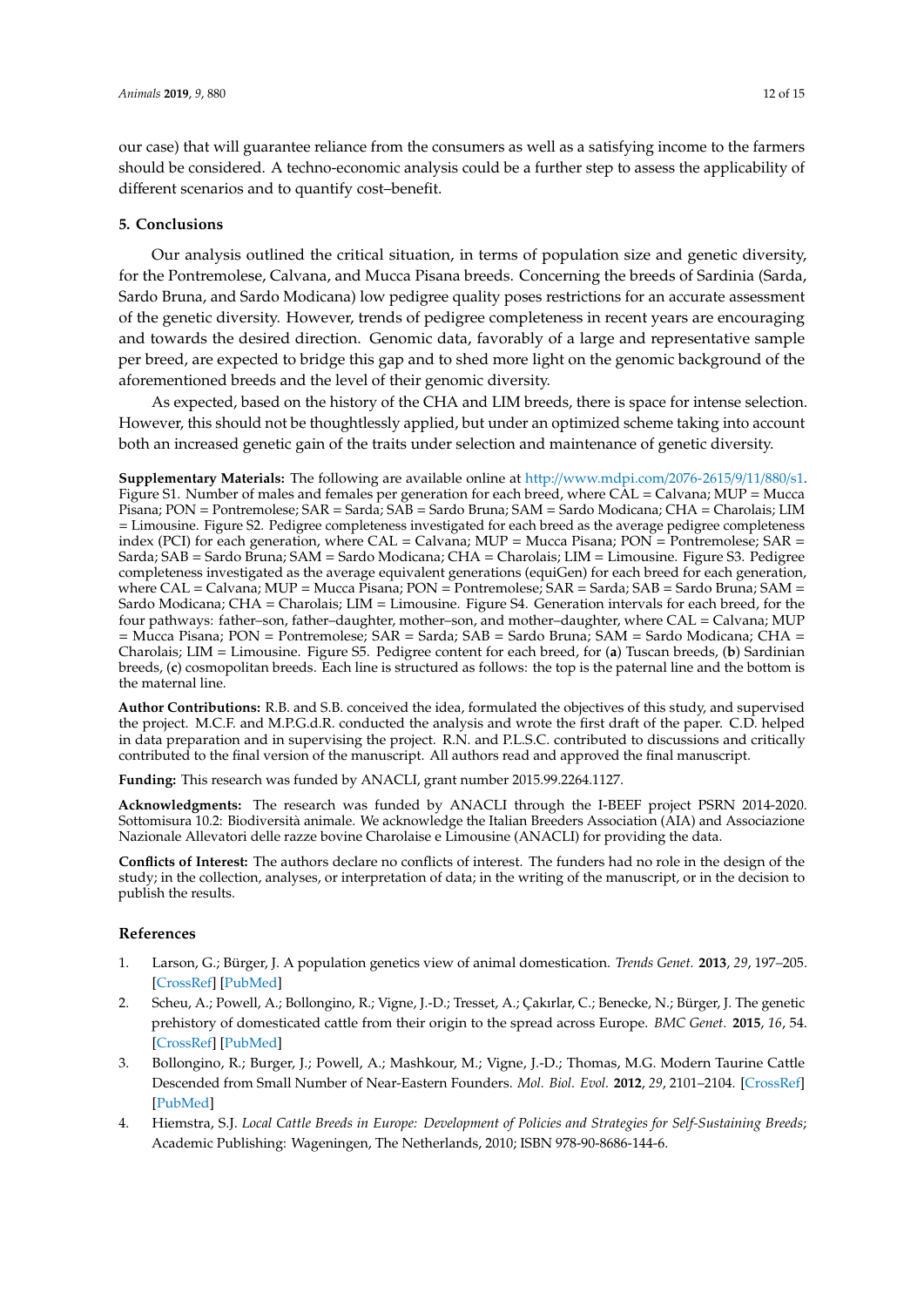our case) that will guarantee reliance from the consumers as well as a satisfying income to the farmers should be considered. A techno-economic analysis could be a further step to assess the applicability of different scenarios and to quantify cost–benefit.

## 5. Conclusions

Our analysis outlined the critical situation, in terms of population size and genetic diversity, for the Pontremolese, Calvana, and Mucca Pisana breeds. Concerning the breeds of Sardinia (Sarda, Sardo Bruna, and Sardo Modicana) low pedigree quality poses restrictions for an accurate assessment of the genetic diversity. However, trends of pedigree completeness in recent years are encouraging and towards the desired direction. Genomic data, favorably of a large and representative sample per breed, are expected to bridge this gap and to shed more light on the genomic background of the aforementioned breeds and the level of their genomic diversity.

As expected, based on the history of the CHA and LIM breeds, there is space for intense selection. However, this should not be thoughtlessly applied, but under an optimized scheme taking into account both an increased genetic gain of the traits under selection and maintenance of genetic diversity.

**Supplementary Materials:** The following are available online at http://www.mdpi.com/2076-2615/9/11/880/s1. Figure S1. Number of males and females per generation for each breed, where CAL = Calvana; MUP = Mucca Pisana; PON = Pontremolese; SAR = Sarda; SAB = Sardo Bruna; SAM = Sardo Modicana; CHA = Charolais; LIM = Limousine. Figure S2. Pedigree completeness investigated for each breed as the average pedigree completeness index (PCI) for each generation, where CAL = Calvana; MUP = Mucca Pisana; PON = Pontremolese; SAR = Sarda; SAB = Sardo Bruna; SAM = Sardo Modicana; CHA = Charolais; LIM = Limousine. Figure S3. Pedigree completeness investigated as the average equivalent generations (equiGen) for each breed for each generation, where CAL = Calvana; MUP = Mucca Pisana; PON = Pontremolese; SAR = Sarda; SAB = Sardo Bruna; SAM = Sardo Modicana; CHA = Charolais; LIM = Limousine. Figure S4. Generation intervals for each breed, for the four pathways: father–son, father–daughter, mother–son, and mother–daughter, where CAL = Calvana; MUP = Mucca Pisana; PON = Pontremolese; SAR = Sarda; SAB = Sardo Bruna; SAM = Sardo Modicana; CHA = Charolais; LIM = Limousine. Figure S5. Pedigree content for each breed, for (**a**) Tuscan breeds, (**b**) Sardinian breeds, (**c**) cosmopolitan breeds. Each line is structured as follows: the top is the paternal line and the bottom is the maternal line.

**Author Contributions:** R.B. and S.B. conceived the idea, formulated the objectives of this study, and supervised the project. M.C.F. and M.P.G.d.R. conducted the analysis and wrote the first draft of the paper. C.D. helped in data preparation and in supervising the project. R.N. and P.L.S.C. contributed to discussions and critically contributed to the final version of the manuscript. All authors read and approved the final manuscript.

**Funding:** This research was funded by ANACLI, grant number 2015.99.2264.1127.

**Acknowledgments:** The research was funded by ANACLI through the I-BEEF project PSRN 2014-2020. Sottomisura 10.2: Biodiversità animale. We acknowledge the Italian Breeders Association (AIA) and Associazione Nazionale Allevatori delle razze bovine Charolaise e Limousine (ANACLI) for providing the data.

**Conflicts of Interest:** The authors declare no conflicts of interest. The funders had no role in the design of the study; in the collection, analyses, or interpretation of data; in the writing of the manuscript, or in the decision to publish the results.

## References

1. Larson, G.; Bürger, J. A population genetics view of animal domestication. *Trends Genet.* **2013**, *29*, 197–205. [CrossRef] [PubMed]
2. Scheu, A.; Powell, A.; Bollongino, R.; Vigne, J.-D.; Tresset, A.; Çakırlar, C.; Benecke, N.; Bürger, J. The genetic prehistory of domesticated cattle from their origin to the spread across Europe. *BMC Genet.* **2015**, *16*, 54. [CrossRef] [PubMed]
3. Bollongino, R.; Burger, J.; Powell, A.; Mashkour, M.; Vigne, J.-D.; Thomas, M.G. Modern Taurine Cattle Descended from Small Number of Near-Eastern Founders. *Mol. Biol. Evol.* **2012**, *29*, 2101–2104. [CrossRef] [PubMed]
4. Hiemstra, S.J. *Local Cattle Breeds in Europe: Development of Policies and Strategies for Self-Sustaining Breeds*; Academic Publishing: Wageningen, The Netherlands, 2010; ISBN 978-90-8686-144-6.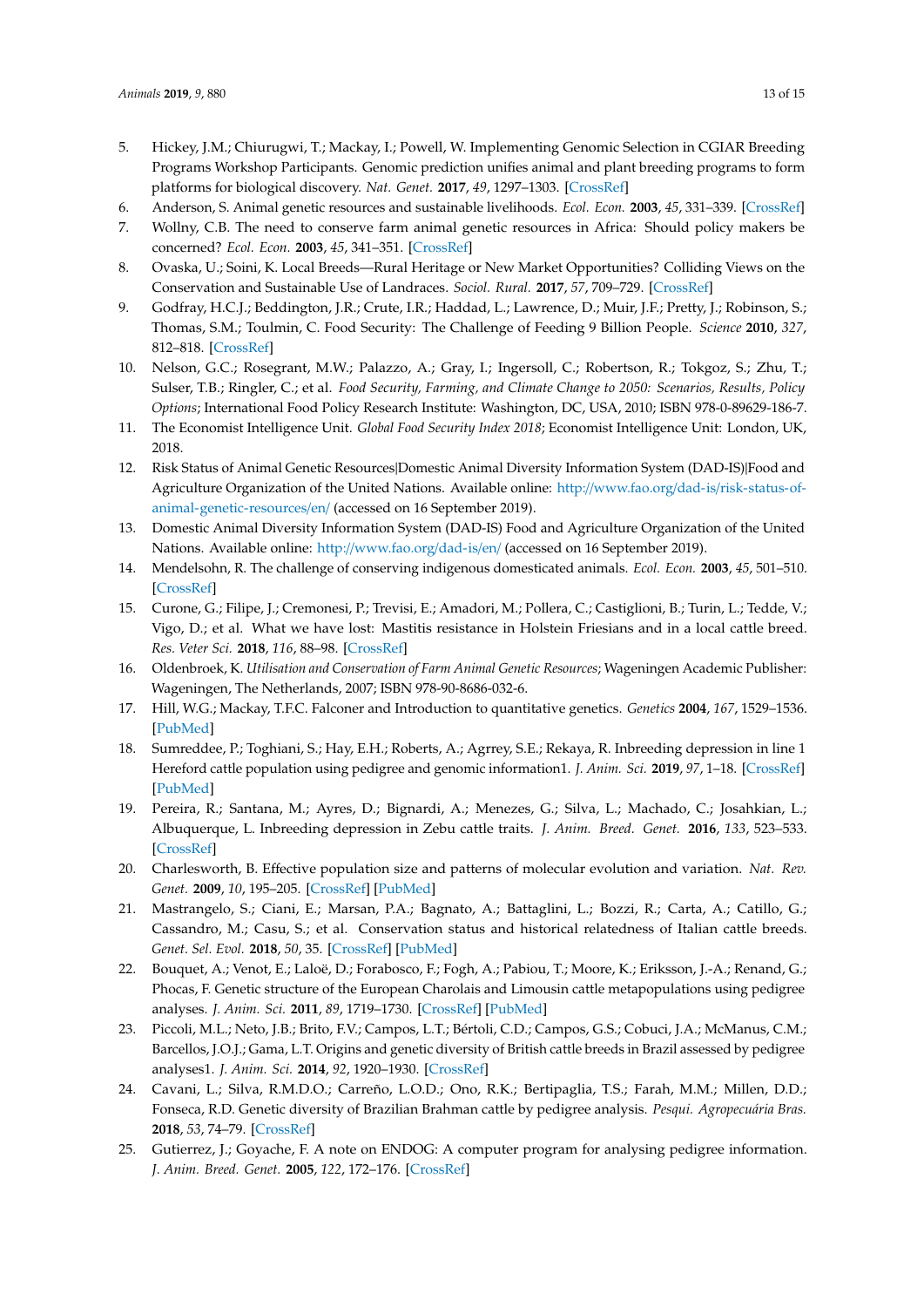5. Hickey, J.M.; Chiurugwi, T.; Mackay, I.; Powell, W. Implementing Genomic Selection in CGIAR Breeding Programs Workshop Participants. Genomic prediction unifies animal and plant breeding programs to form platforms for biological discovery. *Nat. Genet.* **2017**, *49*, 1297–1303. [CrossRef]
6. Anderson, S. Animal genetic resources and sustainable livelihoods. *Ecol. Econ.* **2003**, *45*, 331–339. [CrossRef]
7. Wollny, C.B. The need to conserve farm animal genetic resources in Africa: Should policy makers be concerned? *Ecol. Econ.* **2003**, *45*, 341–351. [CrossRef]
8. Ovaska, U.; Soini, K. Local Breeds—Rural Heritage or New Market Opportunities? Colliding Views on the Conservation and Sustainable Use of Landraces. *Sociol. Rural.* **2017**, *57*, 709–729. [CrossRef]
9. Godfray, H.C.J.; Beddington, J.R.; Crute, I.R.; Haddad, L.; Lawrence, D.; Muir, J.F.; Pretty, J.; Robinson, S.; Thomas, S.M.; Toulmin, C. Food Security: The Challenge of Feeding 9 Billion People. *Science* **2010**, *327*, 812–818. [CrossRef]
10. Nelson, G.C.; Rosegrant, M.W.; Palazzo, A.; Gray, I.; Ingersoll, C.; Robertson, R.; Tokgoz, S.; Zhu, T.; Sulser, T.B.; Ringler, C.; et al. *Food Security, Farming, and Climate Change to 2050: Scenarios, Results, Policy Options*; International Food Policy Research Institute: Washington, DC, USA, 2010; ISBN 978-0-89629-186-7.
11. The Economist Intelligence Unit. *Global Food Security Index 2018*; Economist Intelligence Unit: London, UK, 2018.
12. Risk Status of Animal Genetic Resources|Domestic Animal Diversity Information System (DAD-IS)|Food and Agriculture Organization of the United Nations. Available online: http://www.fao.org/dad-is/risk-status-of-animal-genetic-resources/en/ (accessed on 16 September 2019).
13. Domestic Animal Diversity Information System (DAD-IS) Food and Agriculture Organization of the United Nations. Available online: http://www.fao.org/dad-is/en/ (accessed on 16 September 2019).
14. Mendelsohn, R. The challenge of conserving indigenous domesticated animals. *Ecol. Econ.* **2003**, *45*, 501–510. [CrossRef]
15. Curone, G.; Filipe, J.; Cremonesi, P.; Trevisi, E.; Amadori, M.; Pollera, C.; Castiglioni, B.; Turin, L.; Tedde, V.; Vigo, D.; et al. What we have lost: Mastitis resistance in Holstein Friesians and in a local cattle breed. *Res. Veter Sci.* **2018**, *116*, 88–98. [CrossRef]
16. Oldenbroek, K. *Utilisation and Conservation of Farm Animal Genetic Resources*; Wageningen Academic Publisher: Wageningen, The Netherlands, 2007; ISBN 978-90-8686-032-6.
17. Hill, W.G.; Mackay, T.F.C. Falconer and Introduction to quantitative genetics. *Genetics* **2004**, *167*, 1529–1536. [PubMed]
18. Sumreddee, P.; Toghiani, S.; Hay, E.H.; Roberts, A.; Agrrey, S.E.; Rekaya, R. Inbreeding depression in line 1 Hereford cattle population using pedigree and genomic information1. *J. Anim. Sci.* **2019**, *97*, 1–18. [CrossRef] [PubMed]
19. Pereira, R.; Santana, M.; Ayres, D.; Bignardi, A.; Menezes, G.; Silva, L.; Machado, C.; Josahkian, L.; Albuquerque, L. Inbreeding depression in Zebu cattle traits. *J. Anim. Breed. Genet.* **2016**, *133*, 523–533. [CrossRef]
20. Charlesworth, B. Effective population size and patterns of molecular evolution and variation. *Nat. Rev. Genet.* **2009**, *10*, 195–205. [CrossRef] [PubMed]
21. Mastrangelo, S.; Ciani, E.; Marsan, P.A.; Bagnato, A.; Battaglini, L.; Bozzi, R.; Carta, A.; Catillo, G.; Cassandro, M.; Casu, S.; et al. Conservation status and historical relatedness of Italian cattle breeds. *Genet. Sel. Evol.* **2018**, *50*, 35. [CrossRef] [PubMed]
22. Bouquet, A.; Venot, E.; Laloë, D.; Forabosco, F.; Fogh, A.; Pabiou, T.; Moore, K.; Eriksson, J.-A.; Renand, G.; Phocas, F. Genetic structure of the European Charolais and Limousin cattle metapopulations using pedigree analyses. *J. Anim. Sci.* **2011**, *89*, 1719–1730. [CrossRef] [PubMed]
23. Piccoli, M.L.; Neto, J.B.; Brito, F.V.; Campos, L.T.; Bértoli, C.D.; Campos, G.S.; Cobuci, J.A.; McManus, C.M.; Barcellos, J.O.J.; Gama, L.T. Origins and genetic diversity of British cattle breeds in Brazil assessed by pedigree analyses1. *J. Anim. Sci.* **2014**, *92*, 1920–1930. [CrossRef]
24. Cavani, L.; Silva, R.M.D.O.; Carreño, L.O.D.; Ono, R.K.; Bertipaglia, T.S.; Farah, M.M.; Millen, D.D.; Fonseca, R.D. Genetic diversity of Brazilian Brahman cattle by pedigree analysis. *Pesqui. Agropecuária Bras.* **2018**, *53*, 74–79. [CrossRef]
25. Gutierrez, J.; Goyache, F. A note on ENDOG: A computer program for analysing pedigree information. *J. Anim. Breed. Genet.* **2005**, *122*, 172–176. [CrossRef]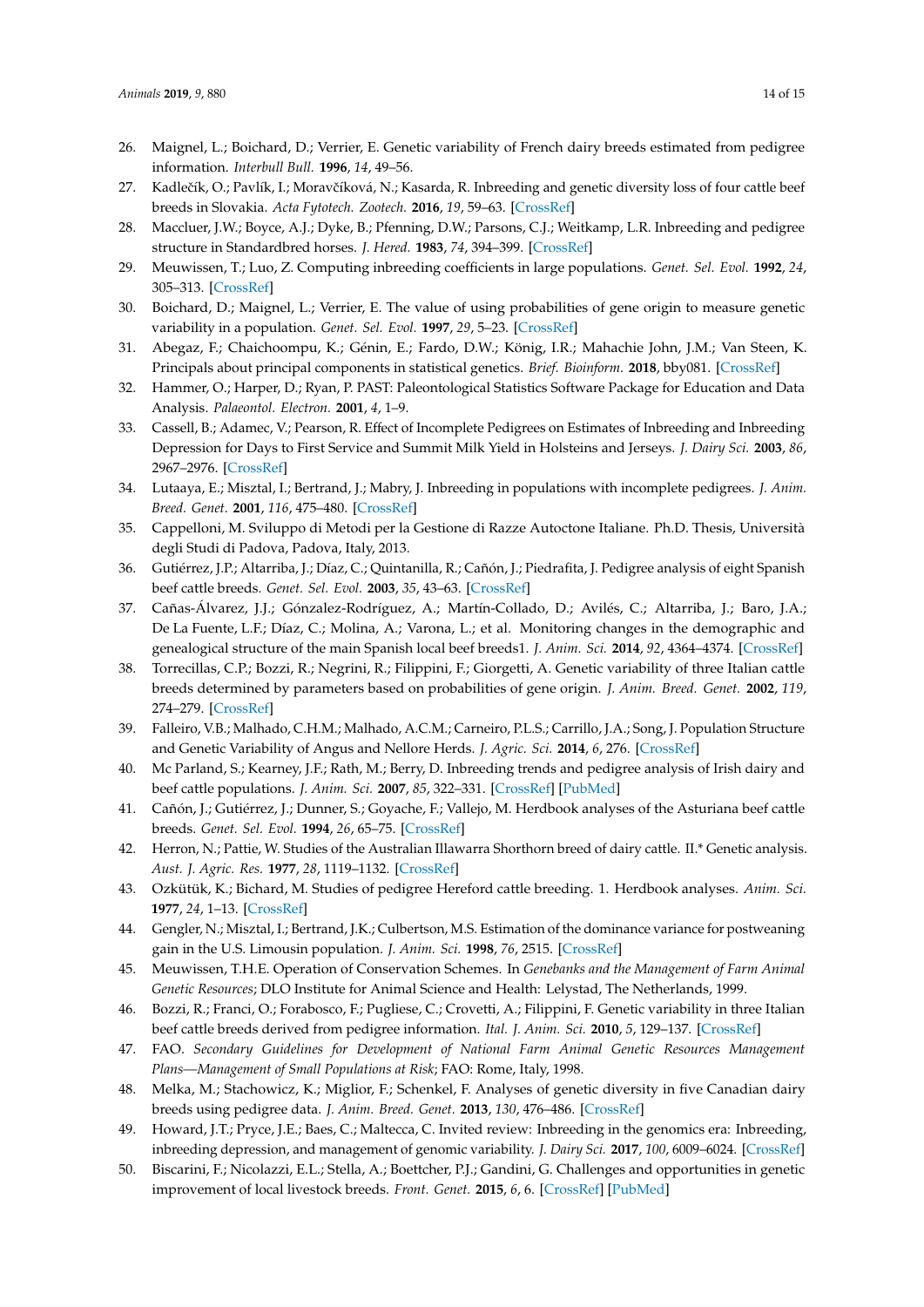26. Maignel, L.; Boichard, D.; Verrier, E. Genetic variability of French dairy breeds estimated from pedigree information. *Interbull Bull.* **1996**, *14*, 49–56.
27. Kadlečík, O.; Pavlík, I.; Moravčíková, N.; Kasarda, R. Inbreeding and genetic diversity loss of four cattle beef breeds in Slovakia. *Acta Fytotech. Zootech.* **2016**, *19*, 59–63. [CrossRef]
28. Maccluer, J.W.; Boyce, A.J.; Dyke, B.; Pfenning, D.W.; Parsons, C.J.; Weitkamp, L.R. Inbreeding and pedigree structure in Standardbred horses. *J. Hered.* **1983**, *74*, 394–399. [CrossRef]
29. Meuwissen, T.; Luo, Z. Computing inbreeding coefficients in large populations. *Genet. Sel. Evol.* **1992**, *24*, 305–313. [CrossRef]
30. Boichard, D.; Maignel, L.; Verrier, E. The value of using probabilities of gene origin to measure genetic variability in a population. *Genet. Sel. Evol.* **1997**, *29*, 5–23. [CrossRef]
31. Abegaz, F.; Chaichoompu, K.; Génin, E.; Fardo, D.W.; König, I.R.; Mahachie John, J.M.; Van Steen, K. Principals about principal components in statistical genetics. *Brief. Bioinform.* **2018**, bby081. [CrossRef]
32. Hammer, O.; Harper, D.; Ryan, P. PAST: Paleontological Statistics Software Package for Education and Data Analysis. *Palaeontol. Electron.* **2001**, *4*, 1–9.
33. Cassell, B.; Adamec, V.; Pearson, R. Effect of Incomplete Pedigrees on Estimates of Inbreeding and Inbreeding Depression for Days to First Service and Summit Milk Yield in Holsteins and Jerseys. *J. Dairy Sci.* **2003**, *86*, 2967–2976. [CrossRef]
34. Lutaaya, E.; Misztal, I.; Bertrand, J.; Mabry, J. Inbreeding in populations with incomplete pedigrees. *J. Anim. Breed. Genet.* **2001**, *116*, 475–480. [CrossRef]
35. Cappelloni, M. Sviluppo di Metodi per la Gestione di Razze Autoctone Italiane. Ph.D. Thesis, Università degli Studi di Padova, Padova, Italy, 2013.
36. Gutiérrez, J.P.; Altarriba, J.; Díaz, C.; Quintanilla, R.; Cañón, J.; Piedrafita, J. Pedigree analysis of eight Spanish beef cattle breeds. *Genet. Sel. Evol.* **2003**, *35*, 43–63. [CrossRef]
37. Cañas-Álvarez, J.J.; Gónzalez-Rodríguez, A.; Martín-Collado, D.; Avilés, C.; Altarriba, J.; Baro, J.A.; De La Fuente, L.F.; Díaz, C.; Molina, A.; Varona, L.; et al. Monitoring changes in the demographic and genealogical structure of the main Spanish local beef breeds1. *J. Anim. Sci.* **2014**, *92*, 4364–4374. [CrossRef]
38. Torrecillas, C.P.; Bozzi, R.; Negrini, R.; Filippini, F.; Giorgetti, A. Genetic variability of three Italian cattle breeds determined by parameters based on probabilities of gene origin. *J. Anim. Breed. Genet.* **2002**, *119*, 274–279. [CrossRef]
39. Falleiro, V.B.; Malhado, C.H.M.; Malhado, A.C.M.; Carneiro, P.L.S.; Carrillo, J.A.; Song, J. Population Structure and Genetic Variability of Angus and Nellore Herds. *J. Agric. Sci.* **2014**, *6*, 276. [CrossRef]
40. Mc Parland, S.; Kearney, J.F.; Rath, M.; Berry, D. Inbreeding trends and pedigree analysis of Irish dairy and beef cattle populations. *J. Anim. Sci.* **2007**, *85*, 322–331. [CrossRef] [PubMed]
41. Cañón, J.; Gutiérrez, J.; Dunner, S.; Goyache, F.; Vallejo, M. Herdbook analyses of the Asturiana beef cattle breeds. *Genet. Sel. Evol.* **1994**, *26*, 65–75. [CrossRef]
42. Herron, N.; Pattie, W. Studies of the Australian Illawarra Shorthorn breed of dairy cattle. II.* Genetic analysis. *Aust. J. Agric. Res.* **1977**, *28*, 1119–1132. [CrossRef]
43. Ozkütük, K.; Bichard, M. Studies of pedigree Hereford cattle breeding. 1. Herdbook analyses. *Anim. Sci.* **1977**, *24*, 1–13. [CrossRef]
44. Gengler, N.; Misztal, I.; Bertrand, J.K.; Culbertson, M.S. Estimation of the dominance variance for postweaning gain in the U.S. Limousin population. *J. Anim. Sci.* **1998**, *76*, 2515. [CrossRef]
45. Meuwissen, T.H.E. Operation of Conservation Schemes. In *Genebanks and the Management of Farm Animal Genetic Resources*; DLO Institute for Animal Science and Health: Lelystad, The Netherlands, 1999.
46. Bozzi, R.; Franci, O.; Forabosco, F.; Pugliese, C.; Crovetti, A.; Filippini, F. Genetic variability in three Italian beef cattle breeds derived from pedigree information. *Ital. J. Anim. Sci.* **2010**, *5*, 129–137. [CrossRef]
47. FAO. *Secondary Guidelines for Development of National Farm Animal Genetic Resources Management Plans—Management of Small Populations at Risk*; FAO: Rome, Italy, 1998.
48. Melka, M.; Stachowicz, K.; Miglior, F.; Schenkel, F. Analyses of genetic diversity in five Canadian dairy breeds using pedigree data. *J. Anim. Breed. Genet.* **2013**, *130*, 476–486. [CrossRef]
49. Howard, J.T.; Pryce, J.E.; Baes, C.; Maltecca, C. Invited review: Inbreeding in the genomics era: Inbreeding, inbreeding depression, and management of genomic variability. *J. Dairy Sci.* **2017**, *100*, 6009–6024. [CrossRef]
50. Biscarini, F.; Nicolazzi, E.L.; Stella, A.; Boettcher, P.J.; Gandini, G. Challenges and opportunities in genetic improvement of local livestock breeds. *Front. Genet.* **2015**, *6*, 6. [CrossRef] [PubMed]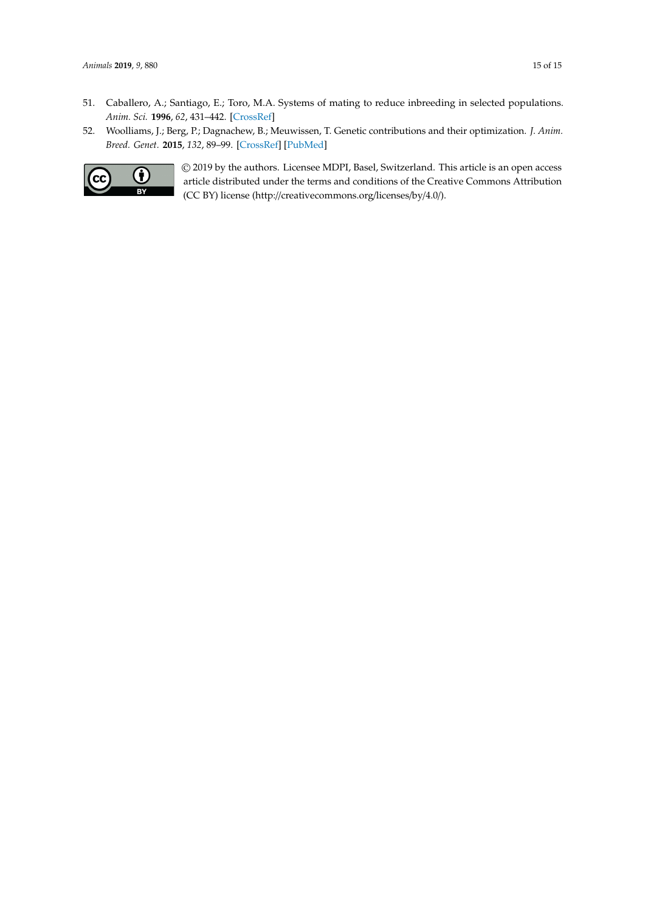51. Caballero, A.; Santiago, E.; Toro, M.A. Systems of mating to reduce inbreeding in selected populations. *Anim. Sci.* **1996**, *62*, 431–442. [CrossRef]
52. Woolliams, J.; Berg, P.; Dagnachew, B.; Meuwissen, T. Genetic contributions and their optimization. *J. Anim. Breed. Genet.* **2015**, *132*, 89–99. [CrossRef] [PubMed]

© 2019 by the authors. Licensee MDPI, Basel, Switzerland. This article is an open access article distributed under the terms and conditions of the Creative Commons Attribution (CC BY) license (http://creativecommons.org/licenses/by/4.0/).